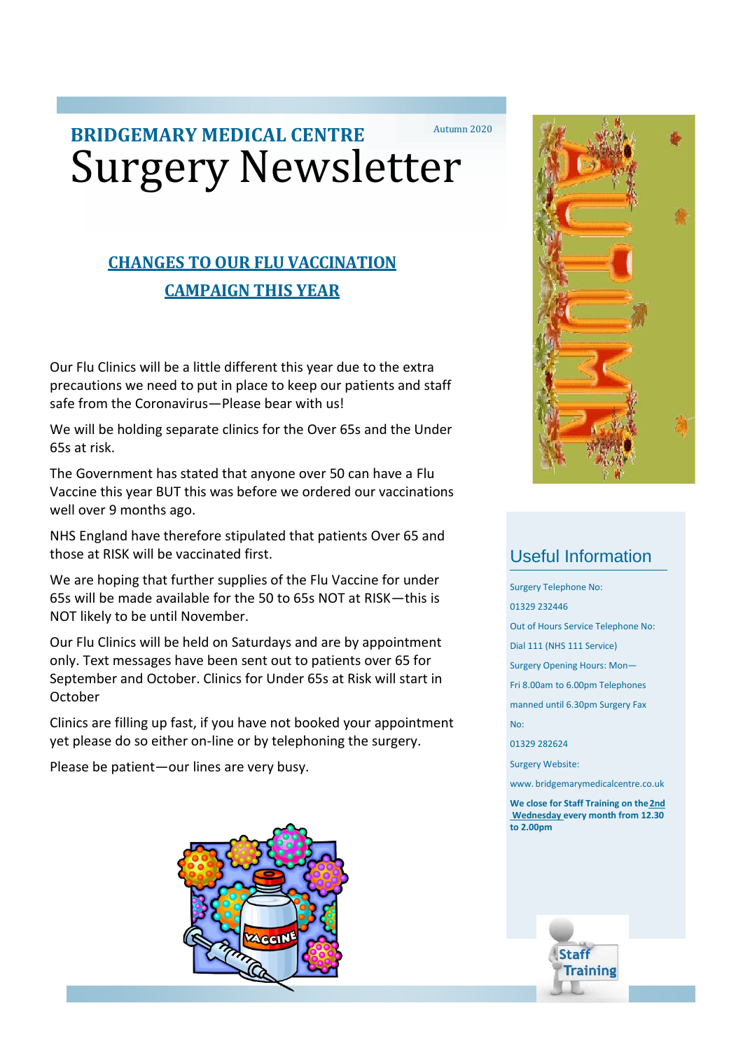**BRIDGEMARY MEDICAL CENTRE**

Autumn 2020

# Surgery Newsletter

## CHANGES TO OUR FLU VACCINATION CAMPAIGN THIS YEAR

Our Flu Clinics will be a little different this year due to the extra precautions we need to put in place to keep our patients and staff safe from the Coronavirus—Please bear with us!

We will be holding separate clinics for the Over 65s and the Under 65s at risk.

The Government has stated that anyone over 50 can have a Flu Vaccine this year BUT this was before we ordered our vaccinations well over 9 months ago.

NHS England have therefore stipulated that patients Over 65 and those at RISK will be vaccinated first.

We are hoping that further supplies of the Flu Vaccine for under 65s will be made available for the 50 to 65s NOT at RISK—this is NOT likely to be until November.

Our Flu Clinics will be held on Saturdays and are by appointment only. Text messages have been sent out to patients over 65 for September and October. Clinics for Under 65s at Risk will start in October

Clinics are filling up fast, if you have not booked your appointment yet please do so either on-line or by telephoning the surgery.

Please be patient—our lines are very busy.

## Useful Information

Surgery Telephone No:

01329 232446

Out of Hours Service Telephone No:

Dial 111 (NHS 111 Service)

Surgery Opening Hours: Mon—Fri 8.00am to 6.00pm Telephones manned until 6.30pm Surgery Fax No:

01329 282624

Surgery Website:

www. bridgemarymedicalcentre.co.uk

**We close for Staff Training on the 2nd Wednesday every month from 12.30 to 2.00pm**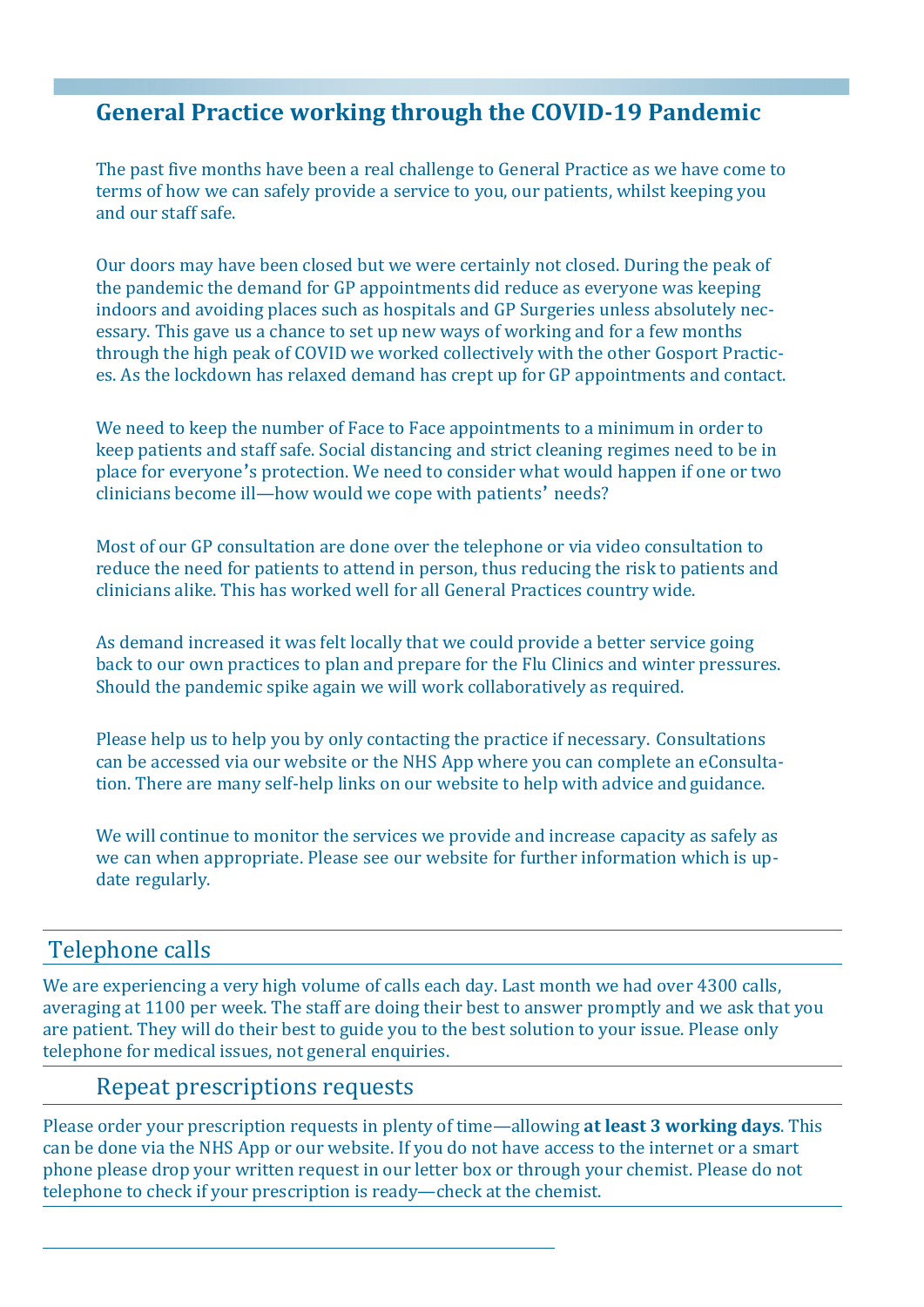# General Practice working through the COVID-19 Pandemic

The past five months have been a real challenge to General Practice as we have come to terms of how we can safely provide a service to you, our patients, whilst keeping you and our staff safe.

Our doors may have been closed but we were certainly not closed. During the peak of the pandemic the demand for GP appointments did reduce as everyone was keeping indoors and avoiding places such as hospitals and GP Surgeries unless absolutely necessary. This gave us a chance to set up new ways of working and for a few months through the high peak of COVID we worked collectively with the other Gosport Practices. As the lockdown has relaxed demand has crept up for GP appointments and contact.

We need to keep the number of Face to Face appointments to a minimum in order to keep patients and staff safe. Social distancing and strict cleaning regimes need to be in place for everyone's protection. We need to consider what would happen if one or two clinicians become ill—how would we cope with patients' needs?

Most of our GP consultation are done over the telephone or via video consultation to reduce the need for patients to attend in person, thus reducing the risk to patients and clinicians alike. This has worked well for all General Practices country wide.

As demand increased it was felt locally that we could provide a better service going back to our own practices to plan and prepare for the Flu Clinics and winter pressures. Should the pandemic spike again we will work collaboratively as required.

Please help us to help you by only contacting the practice if necessary. Consultations can be accessed via our website or the NHS App where you can complete an eConsultation. There are many self-help links on our website to help with advice and guidance.

We will continue to monitor the services we provide and increase capacity as safely as we can when appropriate. Please see our website for further information which is update regularly.

## Telephone calls

We are experiencing a very high volume of calls each day. Last month we had over 4300 calls, averaging at 1100 per week. The staff are doing their best to answer promptly and we ask that you are patient. They will do their best to guide you to the best solution to your issue. Please only telephone for medical issues, not general enquiries.

## Repeat prescriptions requests

Please order your prescription requests in plenty of time—allowing **at least 3 working days**. This can be done via the NHS App or our website. If you do not have access to the internet or a smart phone please drop your written request in our letter box or through your chemist. Please do not telephone to check if your prescription is ready—check at the chemist.